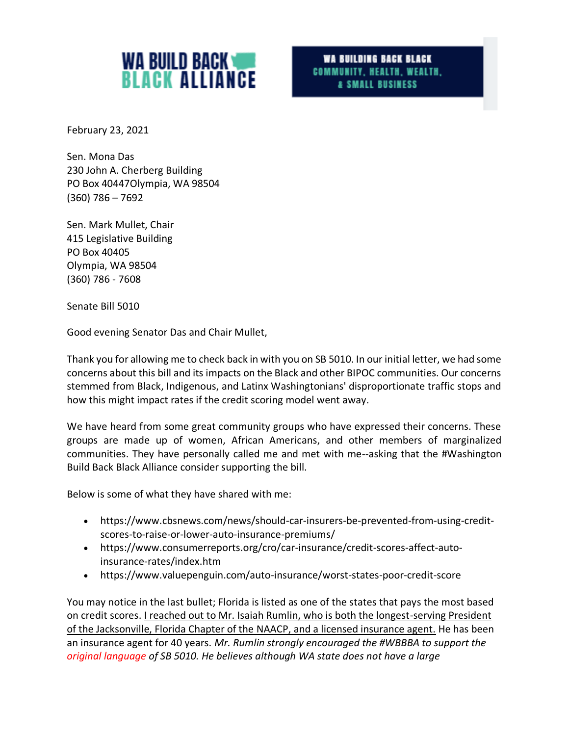WA BUILD BACK BLACK ALLIANCE

WA BUILDING BACK BLACK
COMMUNITY, HEALTH, WEALTH,
& SMALL BUSINESS

February 23, 2021

Sen. Mona Das
230 John A. Cherberg Building
PO Box 40447Olympia, WA 98504
(360) 786 – 7692

Sen. Mark Mullet, Chair
415 Legislative Building
PO Box 40405
Olympia, WA 98504
(360) 786 - 7608

Senate Bill 5010

Good evening Senator Das and Chair Mullet,

Thank you for allowing me to check back in with you on SB 5010. In our initial letter, we had some concerns about this bill and its impacts on the Black and other BIPOC communities. Our concerns stemmed from Black, Indigenous, and Latinx Washingtonians' disproportionate traffic stops and how this might impact rates if the credit scoring model went away.

We have heard from some great community groups who have expressed their concerns. These groups are made up of women, African Americans, and other members of marginalized communities. They have personally called me and met with me--asking that the #Washington Build Back Black Alliance consider supporting the bill.

Below is some of what they have shared with me:

- https://www.cbsnews.com/news/should-car-insurers-be-prevented-from-using-credit-scores-to-raise-or-lower-auto-insurance-premiums/
- https://www.consumerreports.org/cro/car-insurance/credit-scores-affect-auto-insurance-rates/index.htm
- https://www.valuepenguin.com/auto-insurance/worst-states-poor-credit-score

You may notice in the last bullet; Florida is listed as one of the states that pays the most based on credit scores. I reached out to Mr. Isaiah Rumlin, who is both the longest-serving President of the Jacksonville, Florida Chapter of the NAACP, and a licensed insurance agent. He has been an insurance agent for 40 years. *Mr. Rumlin strongly encouraged the #WBBBA to support the original language of SB 5010. He believes although WA state does not have a large*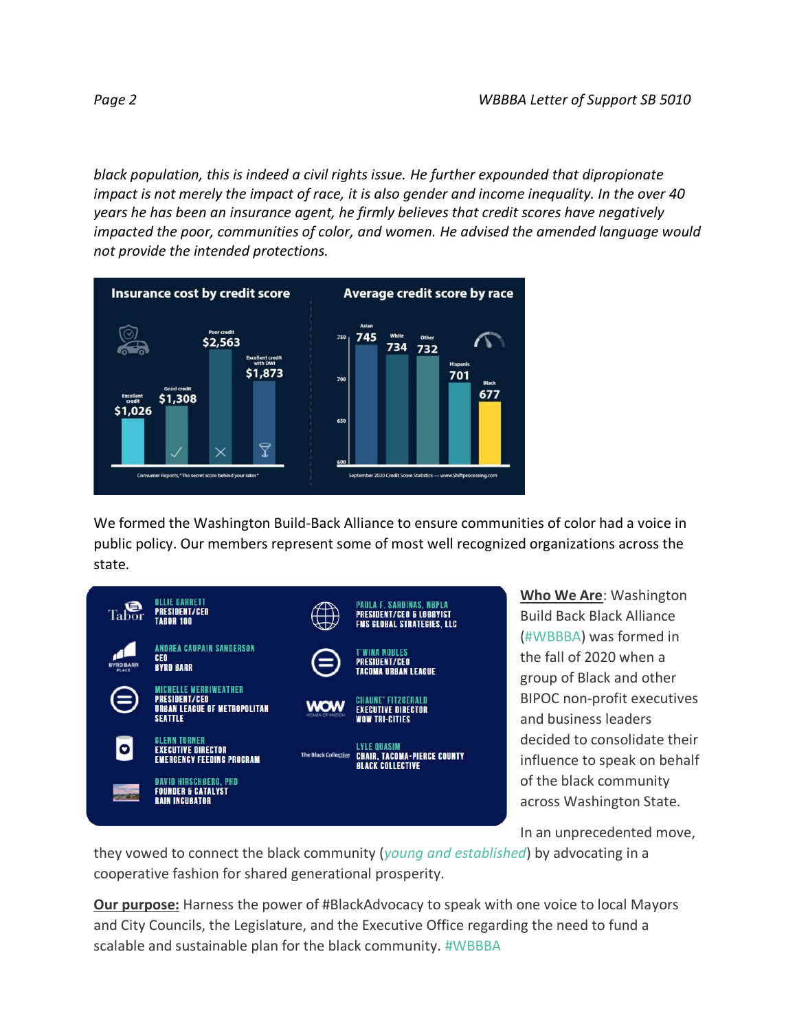*black population, this is indeed a civil rights issue. He further expounded that dipropionate impact is not merely the impact of race, it is also gender and income inequality. In the over 40 years he has been an insurance agent, he firmly believes that credit scores have negatively impacted the poor, communities of color, and women. He advised the amended language would not provide the intended protections.*

**Insurance cost by credit score**

| Credit | Insurance cost |
|---|---|
| Excellent credit | $1,026 |
| Good credit | $1,308 |
| Poor credit | $2,563 |
| Excellent credit with DWI | $1,873 |

Consumer Reports, "The secret score behind your rates"

**Average credit score by race**

| Race | Average credit score |
|---|---|
| Asian | 745 |
| White | 734 |
| Other | 732 |
| Hispanic | 701 |
| Black | 677 |

September 2020 Credit Score Statistics — www.Shiftprocessing.com

We formed the Washington Build-Back Alliance to ensure communities of color had a voice in public policy. Our members represent some of most well recognized organizations across the state.

- OLLIE GARRETT — PRESIDENT/CEO, TABOR 100
- ANDREA CAUPAIN SANDERSON — CEO, BYRD BARR
- MICHELLE MERRIWEATHER — PRESIDENT/CEO, URBAN LEAGUE OF METROPOLITAN SEATTLE
- GLENN TURNER — EXECUTIVE DIRECTOR, EMERGENCY FEEDING PROGRAM
- DAVID HIRSCHBERG, PHD — FOUNDER & CATALYST, RAIN INCUBATOR
- PAULA F. SARDINAS, NBPLA — PRESIDENT/CEO & LOBBYIST, FMS GLOBAL STRATEGIES, LLC
- T'WINA NOBLES — PRESIDENT/CEO, TACOMA URBAN LEAGUE
- CHAUNE' FITZGERALD — EXECUTIVE DIRECTOR, WOW TRI-CITIES
- LYLE QUASIM — CHAIR, TACOMA-PIERCE COUNTY BLACK COLLECTIVE

**Who We Are**: Washington Build Back Black Alliance (#WBBBA) was formed in the fall of 2020 when a group of Black and other BIPOC non-profit executives and business leaders decided to consolidate their influence to speak on behalf of the black community across Washington State.

In an unprecedented move, they vowed to connect the black community (*young and established*) by advocating in a cooperative fashion for shared generational prosperity.

**Our purpose:** Harness the power of #BlackAdvocacy to speak with one voice to local Mayors and City Councils, the Legislature, and the Executive Office regarding the need to fund a scalable and sustainable plan for the black community. #WBBBA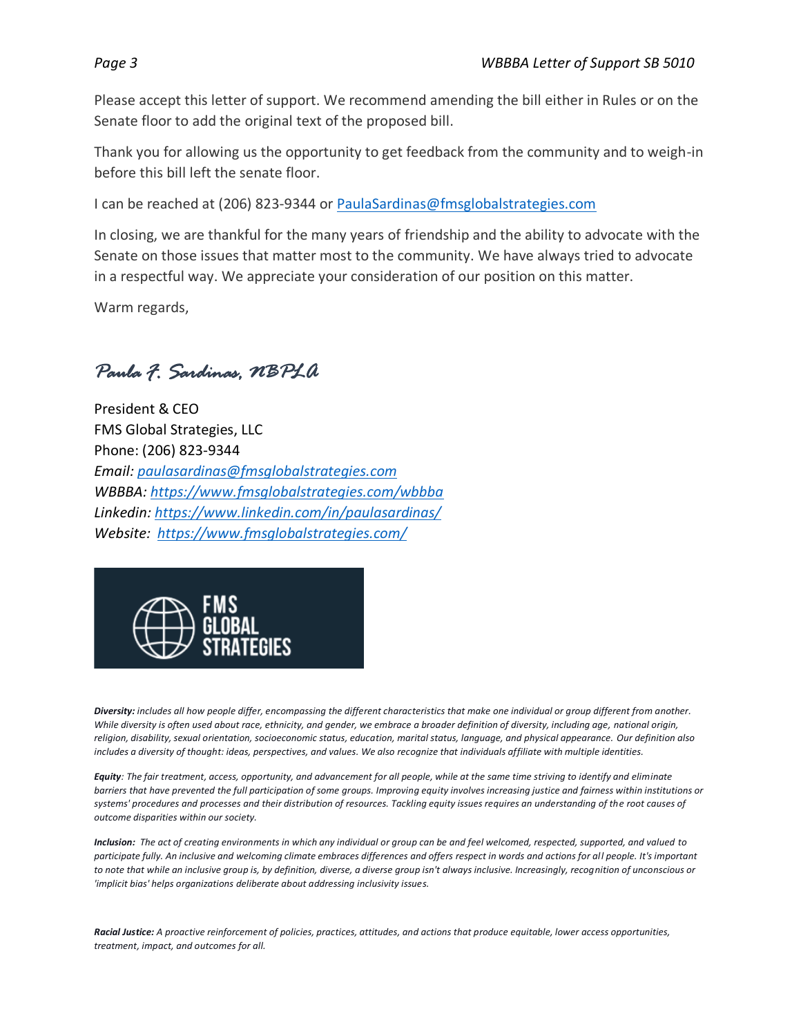Please accept this letter of support. We recommend amending the bill either in Rules or on the Senate floor to add the original text of the proposed bill.

Thank you for allowing us the opportunity to get feedback from the community and to weigh-in before this bill left the senate floor.

I can be reached at (206) 823-9344 or [PaulaSardinas@fmsglobalstrategies.com](mailto:PaulaSardinas@fmsglobalstrategies.com)

In closing, we are thankful for the many years of friendship and the ability to advocate with the Senate on those issues that matter most to the community. We have always tried to advocate in a respectful way. We appreciate your consideration of our position on this matter.

Warm regards,

*Paula F. Sardinas, NBPLA*

President & CEO
FMS Global Strategies, LLC
Phone: (206) 823-9344
*Email: [paulasardinas@fmsglobalstrategies.com](mailto:paulasardinas@fmsglobalstrategies.com)*
*WBBBA: [https://www.fmsglobalstrategies.com/wbbba](https://www.fmsglobalstrategies.com/wbbba)*
*Linkedin: [https://www.linkedin.com/in/paulasardinas/](https://www.linkedin.com/in/paulasardinas/)*
*Website: [https://www.fmsglobalstrategies.com/](https://www.fmsglobalstrategies.com/)*

FMS GLOBAL STRATEGIES

***Diversity:*** *includes all how people differ, encompassing the different characteristics that make one individual or group different from another. While diversity is often used about race, ethnicity, and gender, we embrace a broader definition of diversity, including age, national origin, religion, disability, sexual orientation, socioeconomic status, education, marital status, language, and physical appearance. Our definition also includes a diversity of thought: ideas, perspectives, and values. We also recognize that individuals affiliate with multiple identities.*

***Equity****: The fair treatment, access, opportunity, and advancement for all people, while at the same time striving to identify and eliminate barriers that have prevented the full participation of some groups. Improving equity involves increasing justice and fairness within institutions or systems' procedures and processes and their distribution of resources. Tackling equity issues requires an understanding of the root causes of outcome disparities within our society.*

***Inclusion:*** *The act of creating environments in which any individual or group can be and feel welcomed, respected, supported, and valued to participate fully. An inclusive and welcoming climate embraces differences and offers respect in words and actions for all people. It's important to note that while an inclusive group is, by definition, diverse, a diverse group isn't always inclusive. Increasingly, recognition of unconscious or 'implicit bias' helps organizations deliberate about addressing inclusivity issues.*

***Racial Justice:*** *A proactive reinforcement of policies, practices, attitudes, and actions that produce equitable, lower access opportunities, treatment, impact, and outcomes for all.*